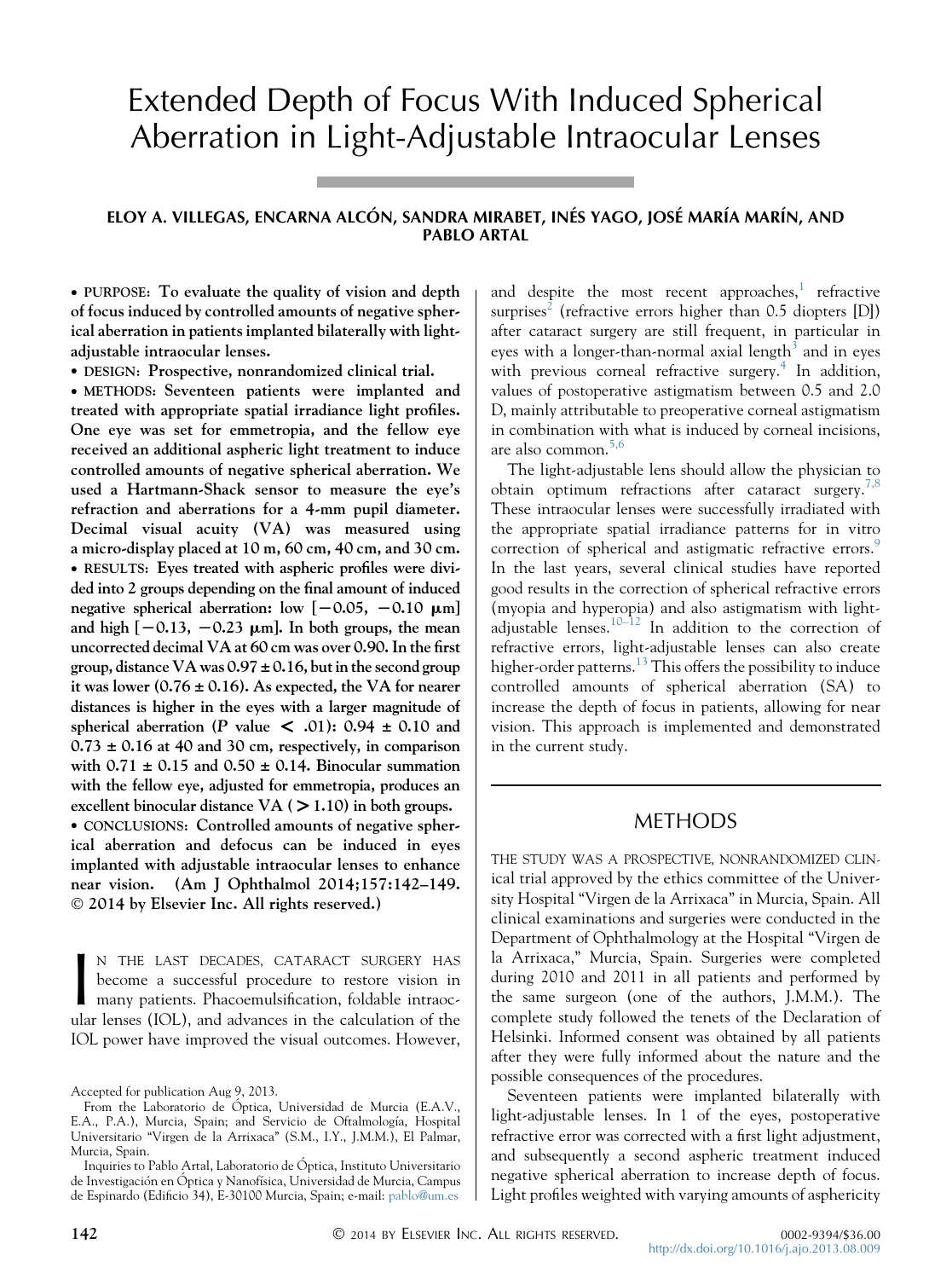# Extended Depth of Focus With Induced Spherical Aberration in Light-Adjustable Intraocular Lenses

**ELOY A. VILLEGAS, ENCARNA ALCÓN, SANDRA MIRABET, INÉS YAGO, JOSÉ MARÍA MARÍN, AND PABLO ARTAL**

- **PURPOSE:** To evaluate the quality of vision and depth of focus induced by controlled amounts of negative spherical aberration in patients implanted bilaterally with light-adjustable intraocular lenses.
- **DESIGN:** Prospective, nonrandomized clinical trial.
- **METHODS:** Seventeen patients were implanted and treated with appropriate spatial irradiance light profiles. One eye was set for emmetropia, and the fellow eye received an additional aspheric light treatment to induce controlled amounts of negative spherical aberration. We used a Hartmann-Shack sensor to measure the eye's refraction and aberrations for a 4-mm pupil diameter. Decimal visual acuity (VA) was measured using a micro-display placed at 10 m, 60 cm, 40 cm, and 30 cm.
- **RESULTS:** Eyes treated with aspheric profiles were divided into 2 groups depending on the final amount of induced negative spherical aberration: low [−0.05, −0.10 μm] and high [−0.13, −0.23 μm]. In both groups, the mean uncorrected decimal VA at 60 cm was over 0.90. In the first group, distance VA was 0.97 ± 0.16, but in the second group it was lower (0.76 ± 0.16). As expected, the VA for nearer distances is higher in the eyes with a larger magnitude of spherical aberration ($P$ value $< .01$): 0.94 ± 0.10 and 0.73 ± 0.16 at 40 and 30 cm, respectively, in comparison with 0.71 ± 0.15 and 0.50 ± 0.14. Binocular summation with the fellow eye, adjusted for emmetropia, produces an excellent binocular distance VA (> 1.10) in both groups.
- **CONCLUSIONS:** Controlled amounts of negative spherical aberration and defocus can be induced in eyes implanted with adjustable intraocular lenses to enhance near vision. (Am J Ophthalmol 2014;157:142–149. © 2014 by Elsevier Inc. All rights reserved.)

IN THE LAST DECADES, CATARACT SURGERY HAS become a successful procedure to restore vision in many patients. Phacoemulsification, foldable intraocular lenses (IOL), and advances in the calculation of the IOL power have improved the visual outcomes. However, and despite the most recent approaches,[1] refractive surprises[2] (refractive errors higher than 0.5 diopters [D]) after cataract surgery are still frequent, in particular in eyes with a longer-than-normal axial length[3] and in eyes with previous corneal refractive surgery.[4] In addition, values of postoperative astigmatism between 0.5 and 2.0 D, mainly attributable to preoperative corneal astigmatism in combination with what is induced by corneal incisions, are also common.[5,6]

The light-adjustable lens should allow the physician to obtain optimum refractions after cataract surgery.[7,8] These intraocular lenses were successfully irradiated with the appropriate spatial irradiance patterns for in vitro correction of spherical and astigmatic refractive errors.[9] In the last years, several clinical studies have reported good results in the correction of spherical refractive errors (myopia and hyperopia) and also astigmatism with light-adjustable lenses.[10–12] In addition to the correction of refractive errors, light-adjustable lenses can also create higher-order patterns.[13] This offers the possibility to induce controlled amounts of spherical aberration (SA) to increase the depth of focus in patients, allowing for near vision. This approach is implemented and demonstrated in the current study.

## METHODS

THE STUDY WAS A PROSPECTIVE, NONRANDOMIZED CLINICAL trial approved by the ethics committee of the University Hospital "Virgen de la Arrixaca" in Murcia, Spain. All clinical examinations and surgeries were conducted in the Department of Ophthalmology at the Hospital "Virgen de la Arrixaca," Murcia, Spain. Surgeries were completed during 2010 and 2011 in all patients and performed by the same surgeon (one of the authors, J.M.M.). The complete study followed the tenets of the Declaration of Helsinki. Informed consent was obtained by all patients after they were fully informed about the nature and the possible consequences of the procedures.

Seventeen patients were implanted bilaterally with light-adjustable lenses. In 1 of the eyes, postoperative refractive error was corrected with a first light adjustment, and subsequently a second aspheric treatment induced negative spherical aberration to increase depth of focus. Light profiles weighted with varying amounts of asphericity

Accepted for publication Aug 9, 2013.

From the Laboratorio de Óptica, Universidad de Murcia (E.A.V., E.A., P.A.), Murcia, Spain; and Servicio de Oftalmología, Hospital Universitario "Virgen de la Arrixaca" (S.M., I.Y., J.M.M.), El Palmar, Murcia, Spain.

Inquiries to Pablo Artal, Laboratorio de Óptica, Instituto Universitario de Investigación en Óptica y Nanofísica, Universidad de Murcia, Campus de Espinardo (Edificio 34), E-30100 Murcia, Spain; e-mail: pablo@um.es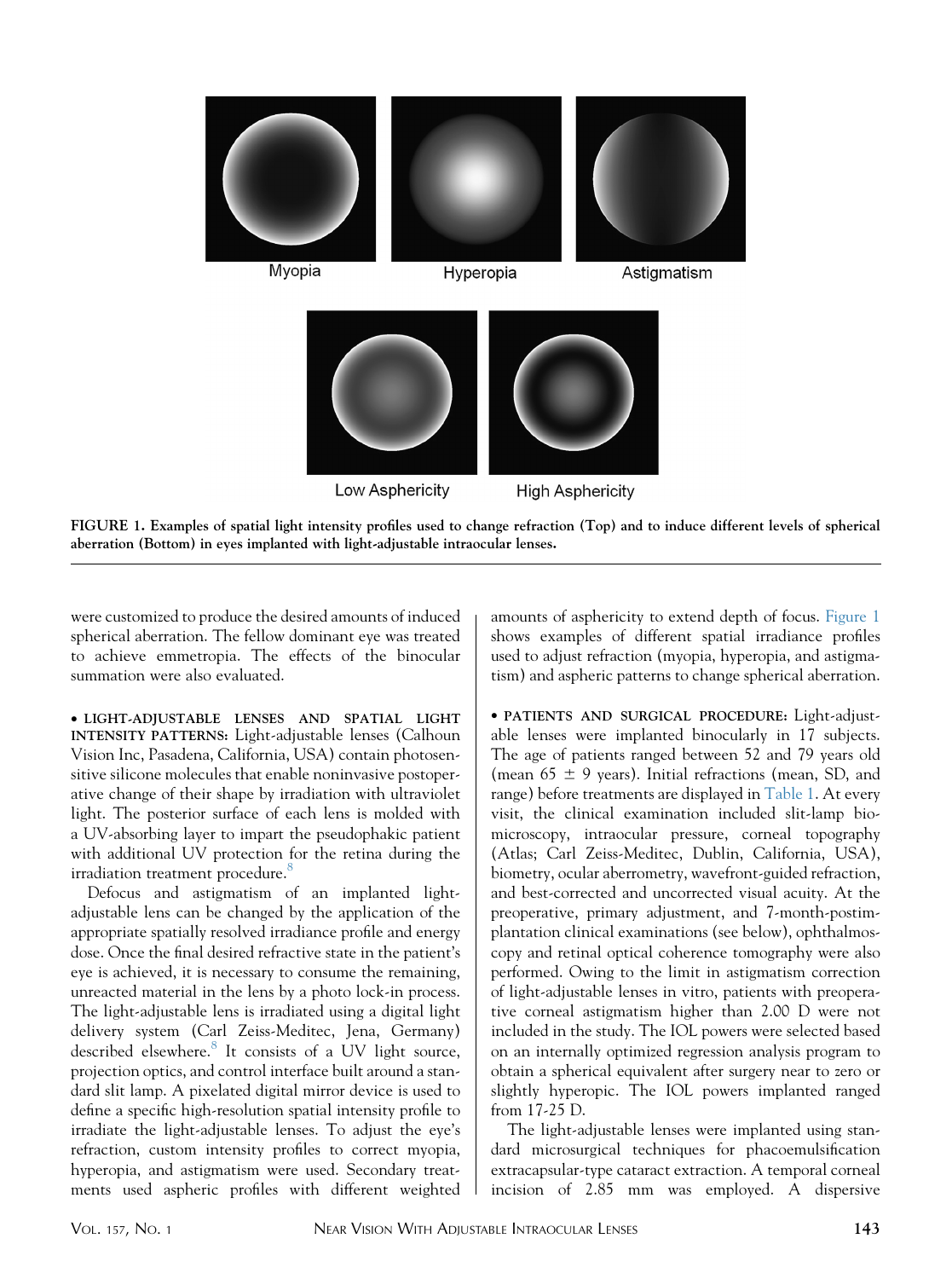FIGURE 1. Examples of spatial light intensity profiles used to change refraction (Top) and to induce different levels of spherical aberration (Bottom) in eyes implanted with light-adjustable intraocular lenses.

were customized to produce the desired amounts of induced spherical aberration. The fellow dominant eye was treated to achieve emmetropia. The effects of the binocular summation were also evaluated.

**• LIGHT-ADJUSTABLE LENSES AND SPATIAL LIGHT INTENSITY PATTERNS:** Light-adjustable lenses (Calhoun Vision Inc, Pasadena, California, USA) contain photosensitive silicone molecules that enable noninvasive postoperative change of their shape by irradiation with ultraviolet light. The posterior surface of each lens is molded with a UV-absorbing layer to impart the pseudophakic patient with additional UV protection for the retina during the irradiation treatment procedure.[8]

Defocus and astigmatism of an implanted light-adjustable lens can be changed by the application of the appropriate spatially resolved irradiance profile and energy dose. Once the final desired refractive state in the patient's eye is achieved, it is necessary to consume the remaining, unreacted material in the lens by a photo lock-in process. The light-adjustable lens is irradiated using a digital light delivery system (Carl Zeiss-Meditec, Jena, Germany) described elsewhere.[8] It consists of a UV light source, projection optics, and control interface built around a standard slit lamp. A pixelated digital mirror device is used to define a specific high-resolution spatial intensity profile to irradiate the light-adjustable lenses. To adjust the eye's refraction, custom intensity profiles to correct myopia, hyperopia, and astigmatism were used. Secondary treatments used aspheric profiles with different weighted amounts of asphericity to extend depth of focus. Figure 1 shows examples of different spatial irradiance profiles used to adjust refraction (myopia, hyperopia, and astigmatism) and aspheric patterns to change spherical aberration.

**• PATIENTS AND SURGICAL PROCEDURE:** Light-adjustable lenses were implanted binocularly in 17 subjects. The age of patients ranged between 52 and 79 years old (mean 65 ± 9 years). Initial refractions (mean, SD, and range) before treatments are displayed in Table 1. At every visit, the clinical examination included slit-lamp biomicroscopy, intraocular pressure, corneal topography (Atlas; Carl Zeiss-Meditec, Dublin, California, USA), biometry, ocular aberrometry, wavefront-guided refraction, and best-corrected and uncorrected visual acuity. At the preoperative, primary adjustment, and 7-month-postimplantation clinical examinations (see below), ophthalmoscopy and retinal optical coherence tomography were also performed. Owing to the limit in astigmatism correction of light-adjustable lenses in vitro, patients with preoperative corneal astigmatism higher than 2.00 D were not included in the study. The IOL powers were selected based on an internally optimized regression analysis program to obtain a spherical equivalent after surgery near to zero or slightly hyperopic. The IOL powers implanted ranged from 17-25 D.

The light-adjustable lenses were implanted using standard microsurgical techniques for phacoemulsification extracapsular-type cataract extraction. A temporal corneal incision of 2.85 mm was employed. A dispersive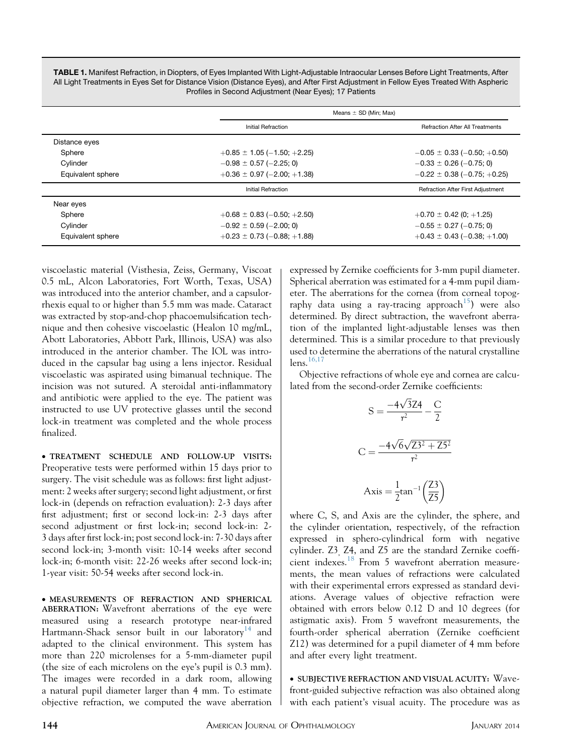**TABLE 1.** Manifest Refraction, in Diopters, of Eyes Implanted With Light-Adjustable Intraocular Lenses Before Light Treatments, After All Light Treatments in Eyes Set for Distance Vision (Distance Eyes), and After First Adjustment in Fellow Eyes Treated With Aspheric Profiles in Second Adjustment (Near Eyes); 17 Patients

| | Means ± SD (Min; Max) | |
|---|---|---|
| | Initial Refraction | Refraction After All Treatments |
| Distance eyes | | |
| Sphere | +0.85 ± 1.05 (−1.50; +2.25) | −0.05 ± 0.33 (−0.50; +0.50) |
| Cylinder | −0.98 ± 0.57 (−2.25; 0) | −0.33 ± 0.26 (−0.75; 0) |
| Equivalent sphere | +0.36 ± 0.97 (−2.00; +1.38) | −0.22 ± 0.38 (−0.75; +0.25) |
| | Initial Refraction | Refraction After First Adjustment |
| Near eyes | | |
| Sphere | +0.68 ± 0.83 (−0.50; +2.50) | +0.70 ± 0.42 (0; +1.25) |
| Cylinder | −0.92 ± 0.59 (−2.00; 0) | −0.55 ± 0.27 (−0.75; 0) |
| Equivalent sphere | +0.23 ± 0.73 (−0.88; +1.88) | +0.43 ± 0.43 (−0.38; +1.00) |

viscoelastic material (Visthesia, Zeiss, Germany, Viscoat 0.5 mL, Alcon Laboratories, Fort Worth, Texas, USA) was introduced into the anterior chamber, and a capsulorrhexis equal to or higher than 5.5 mm was made. Cataract was extracted by stop-and-chop phacoemulsification technique and then cohesive viscoelastic (Healon 10 mg/mL, Abbott Laboratories, Abbott Park, Illinois, USA) was also introduced in the anterior chamber. The IOL was introduced in the capsular bag using a lens injector. Residual viscoelastic was aspirated using bimanual technique. The incision was not sutured. A steroidal anti-inflammatory and antibiotic were applied to the eye. The patient was instructed to use UV protective glasses until the second lock-in treatment was completed and the whole process finalized.

• **TREATMENT SCHEDULE AND FOLLOW-UP VISITS:** Preoperative tests were performed within 15 days prior to surgery. The visit schedule was as follows: first light adjustment: 2 weeks after surgery; second light adjustment, or first lock-in (depends on refraction evaluation): 2-3 days after first adjustment; first or second lock-in: 2-3 days after second adjustment or first lock-in; second lock-in: 2-3 days after first lock-in; post second lock-in: 7-30 days after second lock-in; 3-month visit: 10-14 weeks after second lock-in; 6-month visit: 22-26 weeks after second lock-in; 1-year visit: 50-54 weeks after second lock-in.

• **MEASUREMENTS OF REFRACTION AND SPHERICAL ABERRATION:** Wavefront aberrations of the eye were measured using a research prototype near-infrared Hartmann-Shack sensor built in our laboratory[14] and adapted to the clinical environment. This system has more than 220 microlenses for a 5-mm-diameter pupil (the size of each microlens on the eye's pupil is 0.3 mm). The images were recorded in a dark room, allowing a natural pupil diameter larger than 4 mm. To estimate objective refraction, we computed the wave aberration expressed by Zernike coefficients for 3-mm pupil diameter. Spherical aberration was estimated for a 4-mm pupil diameter. The aberrations for the cornea (from corneal topography data using a ray-tracing approach[15]) were also determined. By direct subtraction, the wavefront aberration of the implanted light-adjustable lenses was then determined. This is a similar procedure to that previously used to determine the aberrations of the natural crystalline lens.[16,17]

Objective refractions of whole eye and cornea are calculated from the second-order Zernike coefficients:

$$S = \frac{-4\sqrt{3}Z4}{r^2} - \frac{C}{2}$$

$$C = \frac{-4\sqrt{6}\sqrt{Z3^2 + Z5^2}}{r^2}$$

$$\text{Axis} = \frac{1}{2}\tan^{-1}\left(\frac{Z3}{Z5}\right)$$

where C, S, and Axis are the cylinder, the sphere, and the cylinder orientation, respectively, of the refraction expressed in sphero-cylindrical form with negative cylinder. Z3, Z4, and Z5 are the standard Zernike coefficient indexes.[18] From 5 wavefront aberration measurements, the mean values of refractions were calculated with their experimental errors expressed as standard deviations. Average values of objective refraction were obtained with errors below 0.12 D and 10 degrees (for astigmatic axis). From 5 wavefront measurements, the fourth-order spherical aberration (Zernike coefficient Z12) was determined for a pupil diameter of 4 mm before and after every light treatment.

• **SUBJECTIVE REFRACTION AND VISUAL ACUITY:** Wavefront-guided subjective refraction was also obtained along with each patient's visual acuity. The procedure was as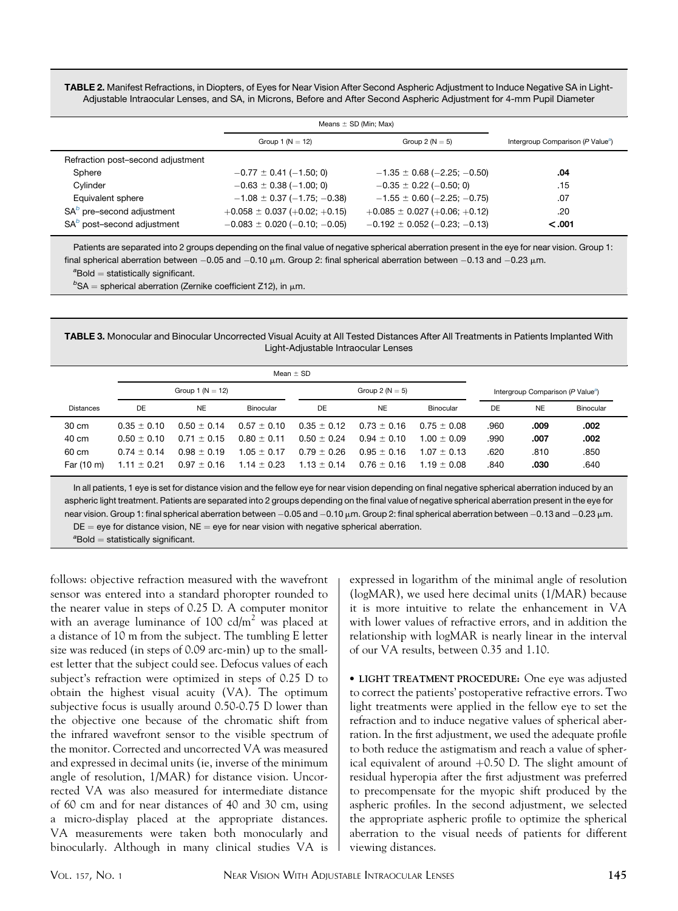**TABLE 2.** Manifest Refractions, in Diopters, of Eyes for Near Vision After Second Aspheric Adjustment to Induce Negative SA in Light-Adjustable Intraocular Lenses, and SA, in Microns, Before and After Second Aspheric Adjustment for 4-mm Pupil Diameter

| | Means ± SD (Min; Max) | | |
|---|---|---|---|
| | Group 1 (N = 12) | Group 2 (N = 5) | Intergroup Comparison (P Value[a]) |
| Refraction post–second adjustment | | | |
| Sphere | −0.77 ± 0.41 (−1.50; 0) | −1.35 ± 0.68 (−2.25; −0.50) | **.04** |
| Cylinder | −0.63 ± 0.38 (−1.00; 0) | −0.35 ± 0.22 (−0.50; 0) | .15 |
| Equivalent sphere | −1.08 ± 0.37 (−1.75; −0.38) | −1.55 ± 0.60 (−2.25; −0.75) | .07 |
| SA[b] pre–second adjustment | +0.058 ± 0.037 (+0.02; +0.15) | +0.085 ± 0.027 (+0.06; +0.12) | .20 |
| SA[b] post–second adjustment | −0.083 ± 0.020 (−0.10; −0.05) | −0.192 ± 0.052 (−0.23; −0.13) | **<.001** |

Patients are separated into 2 groups depending on the final value of negative spherical aberration present in the eye for near vision. Group 1: final spherical aberration between −0.05 and −0.10 μm. Group 2: final spherical aberration between −0.13 and −0.23 μm.

[a]Bold = statistically significant.

[b]SA = spherical aberration (Zernike coefficient Z12), in μm.

**TABLE 3.** Monocular and Binocular Uncorrected Visual Acuity at All Tested Distances After All Treatments in Patients Implanted With Light-Adjustable Intraocular Lenses

| | Mean ± SD | | | | | | | | |
|---|---|---|---|---|---|---|---|---|---|
| | Group 1 (N = 12) | | | Group 2 (N = 5) | | | Intergroup Comparison (P Value[a]) | | |
| Distances | DE | NE | Binocular | DE | NE | Binocular | DE | NE | Binocular |
| 30 cm | 0.35 ± 0.10 | 0.50 ± 0.14 | 0.57 ± 0.10 | 0.35 ± 0.12 | 0.73 ± 0.16 | 0.75 ± 0.08 | .960 | **.009** | **.002** |
| 40 cm | 0.50 ± 0.10 | 0.71 ± 0.15 | 0.80 ± 0.11 | 0.50 ± 0.24 | 0.94 ± 0.10 | 1.00 ± 0.09 | .990 | **.007** | **.002** |
| 60 cm | 0.74 ± 0.14 | 0.98 ± 0.19 | 1.05 ± 0.17 | 0.79 ± 0.26 | 0.95 ± 0.16 | 1.07 ± 0.13 | .620 | .810 | .850 |
| Far (10 m) | 1.11 ± 0.21 | 0.97 ± 0.16 | 1.14 ± 0.23 | 1.13 ± 0.14 | 0.76 ± 0.16 | 1.19 ± 0.08 | .840 | **.030** | .640 |

In all patients, 1 eye is set for distance vision and the fellow eye for near vision depending on final negative spherical aberration induced by an aspheric light treatment. Patients are separated into 2 groups depending on the final value of negative spherical aberration present in the eye for near vision. Group 1: final spherical aberration between −0.05 and −0.10 μm. Group 2: final spherical aberration between −0.13 and −0.23 μm.

DE = eye for distance vision, NE = eye for near vision with negative spherical aberration.

[a]Bold = statistically significant.

follows: objective refraction measured with the wavefront sensor was entered into a standard phoropter rounded to the nearer value in steps of 0.25 D. A computer monitor with an average luminance of 100 cd/m$^2$ was placed at a distance of 10 m from the subject. The tumbling E letter size was reduced (in steps of 0.09 arc-min) up to the smallest letter that the subject could see. Defocus values of each subject's refraction were optimized in steps of 0.25 D to obtain the highest visual acuity (VA). The optimum subjective focus is usually around 0.50-0.75 D lower than the objective one because of the chromatic shift from the infrared wavefront sensor to the visible spectrum of the monitor. Corrected and uncorrected VA was measured and expressed in decimal units (ie, inverse of the minimum angle of resolution, 1/MAR) for distance vision. Uncorrected VA was also measured for intermediate distance of 60 cm and for near distances of 40 and 30 cm, using a micro-display placed at the appropriate distances. VA measurements were taken both monocularly and binocularly. Although in many clinical studies VA is expressed in logarithm of the minimal angle of resolution (logMAR), we used here decimal units (1/MAR) because it is more intuitive to relate the enhancement in VA with lower values of refractive errors, and in addition the relationship with logMAR is nearly linear in the interval of our VA results, between 0.35 and 1.10.

**• LIGHT TREATMENT PROCEDURE:** One eye was adjusted to correct the patients' postoperative refractive errors. Two light treatments were applied in the fellow eye to set the refraction and to induce negative values of spherical aberration. In the first adjustment, we used the adequate profile to both reduce the astigmatism and reach a value of spherical equivalent of around +0.50 D. The slight amount of residual hyperopia after the first adjustment was preferred to precompensate for the myopic shift produced by the aspheric profiles. In the second adjustment, we selected the appropriate aspheric profile to optimize the spherical aberration to the visual needs of patients for different viewing distances.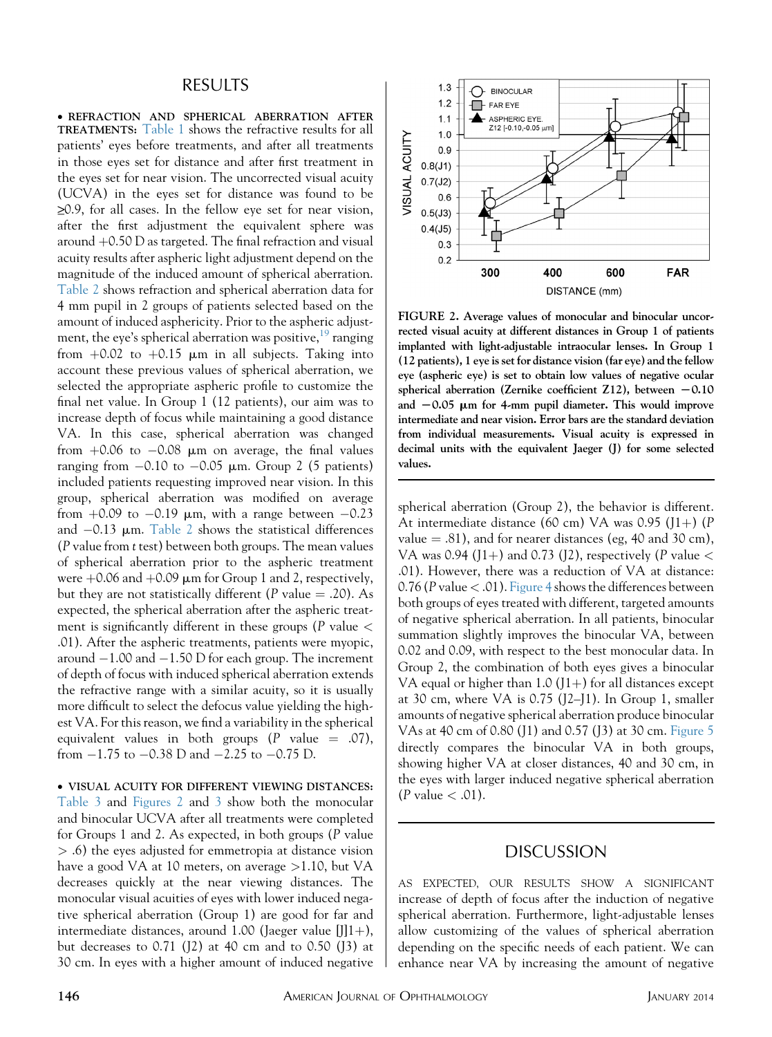## RESULTS

• **REFRACTION AND SPHERICAL ABERRATION AFTER TREATMENTS:** Table 1 shows the refractive results for all patients' eyes before treatments, and after all treatments in those eyes set for distance and after first treatment in the eyes set for near vision. The uncorrected visual acuity (UCVA) in the eyes set for distance was found to be ≥0.9, for all cases. In the fellow eye set for near vision, after the first adjustment the equivalent sphere was around +0.50 D as targeted. The final refraction and visual acuity results after aspheric light adjustment depend on the magnitude of the induced amount of spherical aberration. Table 2 shows refraction and spherical aberration data for 4 mm pupil in 2 groups of patients selected based on the amount of induced asphericity. Prior to the aspheric adjustment, the eye's spherical aberration was positive,[19] ranging from +0.02 to +0.15 μm in all subjects. Taking into account these previous values of spherical aberration, we selected the appropriate aspheric profile to customize the final net value. In Group 1 (12 patients), our aim was to increase depth of focus while maintaining a good distance VA. In this case, spherical aberration was changed from +0.06 to −0.08 μm on average, the final values ranging from −0.10 to −0.05 μm. Group 2 (5 patients) included patients requesting improved near vision. In this group, spherical aberration was modified on average from +0.09 to −0.19 μm, with a range between −0.23 and −0.13 μm. Table 2 shows the statistical differences (*P* value from *t* test) between both groups. The mean values of spherical aberration prior to the aspheric treatment were +0.06 and +0.09 μm for Group 1 and 2, respectively, but they are not statistically different (*P* value = .20). As expected, the spherical aberration after the aspheric treatment is significantly different in these groups (*P* value < .01). After the aspheric treatments, patients were myopic, around −1.00 and −1.50 D for each group. The increment of depth of focus with induced spherical aberration extends the refractive range with a similar acuity, so it is usually more difficult to select the defocus value yielding the highest VA. For this reason, we find a variability in the spherical equivalent values in both groups (*P* value = .07), from −1.75 to −0.38 D and −2.25 to −0.75 D.

• **VISUAL ACUITY FOR DIFFERENT VIEWING DISTANCES:** Table 3 and Figures 2 and 3 show both the monocular and binocular UCVA after all treatments were completed for Groups 1 and 2. As expected, in both groups (*P* value > .6) the eyes adjusted for emmetropia at distance vision have a good VA at 10 meters, on average >1.10, but VA decreases quickly at the near viewing distances. The monocular visual acuities of eyes with lower induced negative spherical aberration (Group 1) are good for far and intermediate distances, around 1.00 (Jaeger value [J]1+), but decreases to 0.71 (J2) at 40 cm and to 0.50 (J3) at 30 cm. In eyes with a higher amount of induced negative spherical aberration (Group 2), the behavior is different. At intermediate distance (60 cm) VA was 0.95 (J1+) (*P* value = .81), and for nearer distances (eg, 40 and 30 cm), VA was 0.94 (J1+) and 0.73 (J2), respectively (*P* value < .01). However, there was a reduction of VA at distance: 0.76 (*P* value < .01). Figure 4 shows the differences between both groups of eyes treated with different, targeted amounts of negative spherical aberration. In all patients, binocular summation slightly improves the binocular VA, between 0.02 and 0.09, with respect to the best monocular data. In Group 2, the combination of both eyes gives a binocular VA equal or higher than 1.0 (J1+) for all distances except at 30 cm, where VA is 0.75 (J2–J1). In Group 1, smaller amounts of negative spherical aberration produce binocular VAs at 40 cm of 0.80 (J1) and 0.57 (J3) at 30 cm. Figure 5 directly compares the binocular VA in both groups, showing higher VA at closer distances, 40 and 30 cm, in the eyes with larger induced negative spherical aberration (*P* value < .01).

**FIGURE 2. Average values of monocular and binocular uncorrected visual acuity at different distances in Group 1 of patients implanted with light-adjustable intraocular lenses. In Group 1 (12 patients), 1 eye is set for distance vision (far eye) and the fellow eye (aspheric eye) is set to obtain low values of negative ocular spherical aberration (Zernike coefficient Z12), between −0.10 and −0.05 μm for 4-mm pupil diameter. This would improve intermediate and near vision. Error bars are the standard deviation from individual measurements. Visual acuity is expressed in decimal units with the equivalent Jaeger (J) for some selected values.**

## DISCUSSION

AS EXPECTED, OUR RESULTS SHOW A SIGNIFICANT increase of depth of focus after the induction of negative spherical aberration. Furthermore, light-adjustable lenses allow customizing of the values of spherical aberration depending on the specific needs of each patient. We can enhance near VA by increasing the amount of negative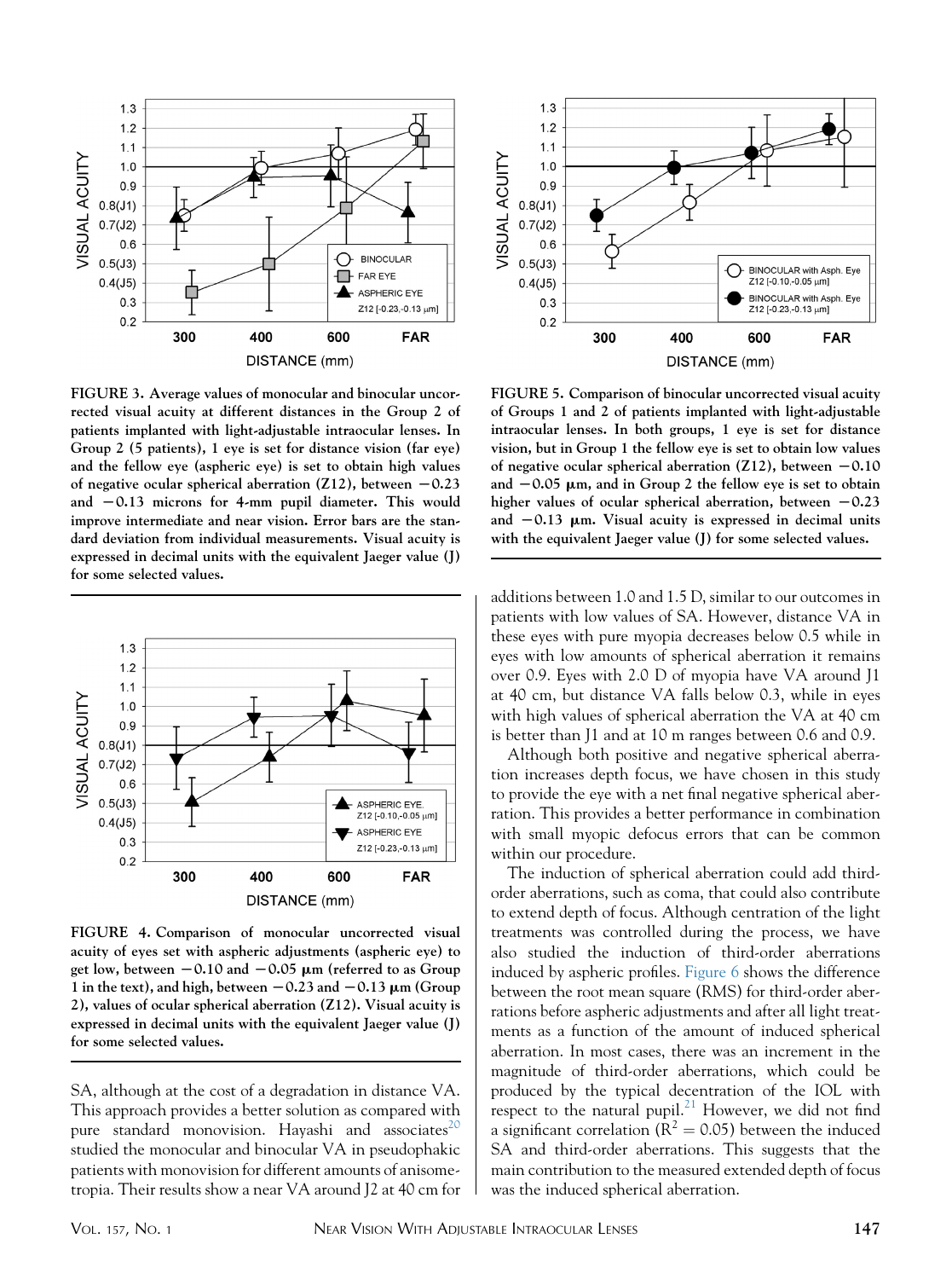**FIGURE 3. Average values of monocular and binocular uncorrected visual acuity at different distances in the Group 2 of patients implanted with light-adjustable intraocular lenses. In Group 2 (5 patients), 1 eye is set for distance vision (far eye) and the fellow eye (aspheric eye) is set to obtain high values of negative ocular spherical aberration (Z12), between −0.23 and −0.13 microns for 4-mm pupil diameter. This would improve intermediate and near vision. Error bars are the standard deviation from individual measurements. Visual acuity is expressed in decimal units with the equivalent Jaeger value (J) for some selected values.**

**FIGURE 4. Comparison of monocular uncorrected visual acuity of eyes set with aspheric adjustments (aspheric eye) to get low, between −0.10 and −0.05 μm (referred to as Group 1 in the text), and high, between −0.23 and −0.13 μm (Group 2), values of ocular spherical aberration (Z12). Visual acuity is expressed in decimal units with the equivalent Jaeger value (J) for some selected values.**

SA, although at the cost of a degradation in distance VA. This approach provides a better solution as compared with pure standard monovision. Hayashi and associates[20] studied the monocular and binocular VA in pseudophakic patients with monovision for different amounts of anisometropia. Their results show a near VA around J2 at 40 cm for additions between 1.0 and 1.5 D, similar to our outcomes in patients with low values of SA. However, distance VA in these eyes with pure myopia decreases below 0.5 while in eyes with low amounts of spherical aberration it remains over 0.9. Eyes with 2.0 D of myopia have VA around J1 at 40 cm, but distance VA falls below 0.3, while in eyes with high values of spherical aberration the VA at 40 cm is better than J1 and at 10 m ranges between 0.6 and 0.9.

Although both positive and negative spherical aberration increases depth focus, we have chosen in this study to provide the eye with a net final negative spherical aberration. This provides a better performance in combination with small myopic defocus errors that can be common within our procedure.

The induction of spherical aberration could add third-order aberrations, such as coma, that could also contribute to extend depth of focus. Although centration of the light treatments was controlled during the process, we have also studied the induction of third-order aberrations induced by aspheric profiles. Figure 6 shows the difference between the root mean square (RMS) for third-order aberrations before aspheric adjustments and after all light treatments as a function of the amount of induced spherical aberration. In most cases, there was an increment in the magnitude of third-order aberrations, which could be produced by the typical decentration of the IOL with respect to the natural pupil.[21] However, we did not find a significant correlation ($R^2 = 0.05$) between the induced SA and third-order aberrations. This suggests that the main contribution to the measured extended depth of focus was the induced spherical aberration.

**FIGURE 5. Comparison of binocular uncorrected visual acuity of Groups 1 and 2 of patients implanted with light-adjustable intraocular lenses. In both groups, 1 eye is set for distance vision, but in Group 1 the fellow eye is set to obtain low values of negative ocular spherical aberration (Z12), between −0.10 and −0.05 μm, and in Group 2 the fellow eye is set to obtain higher values of ocular spherical aberration, between −0.23 and −0.13 μm. Visual acuity is expressed in decimal units with the equivalent Jaeger value (J) for some selected values.**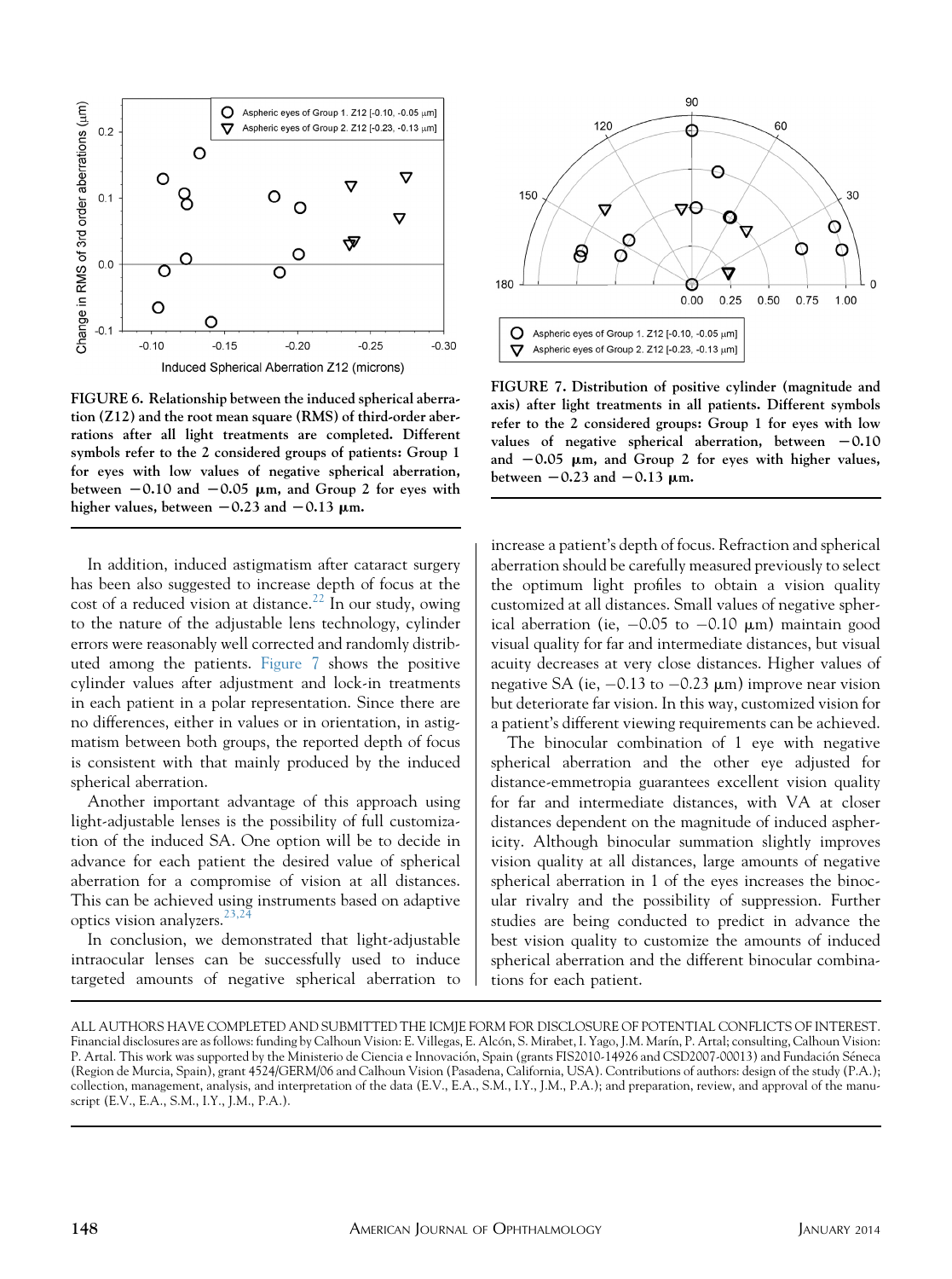FIGURE 6. Relationship between the induced spherical aberration (Z12) and the root mean square (RMS) of third-order aberrations after all light treatments are completed. Different symbols refer to the 2 considered groups of patients: Group 1 for eyes with low values of negative spherical aberration, between −0.10 and −0.05 μm, and Group 2 for eyes with higher values, between −0.23 and −0.13 μm.

FIGURE 7. Distribution of positive cylinder (magnitude and axis) after light treatments in all patients. Different symbols refer to the 2 considered groups: Group 1 for eyes with low values of negative spherical aberration, between −0.10 and −0.05 μm, and Group 2 for eyes with higher values, between −0.23 and −0.13 μm.

In addition, induced astigmatism after cataract surgery has been also suggested to increase depth of focus at the cost of a reduced vision at distance.[22] In our study, owing to the nature of the adjustable lens technology, cylinder errors were reasonably well corrected and randomly distributed among the patients. Figure 7 shows the positive cylinder values after adjustment and lock-in treatments in each patient in a polar representation. Since there are no differences, either in values or in orientation, in astigmatism between both groups, the reported depth of focus is consistent with that mainly produced by the induced spherical aberration.

Another important advantage of this approach using light-adjustable lenses is the possibility of full customization of the induced SA. One option will be to decide in advance for each patient the desired value of spherical aberration for a compromise of vision at all distances. This can be achieved using instruments based on adaptive optics vision analyzers.[23,24]

In conclusion, we demonstrated that light-adjustable intraocular lenses can be successfully used to induce targeted amounts of negative spherical aberration to increase a patient's depth of focus. Refraction and spherical aberration should be carefully measured previously to select the optimum light profiles to obtain a vision quality customized at all distances. Small values of negative spherical aberration (ie, −0.05 to −0.10 μm) maintain good visual quality for far and intermediate distances, but visual acuity decreases at very close distances. Higher values of negative SA (ie, −0.13 to −0.23 μm) improve near vision but deteriorate far vision. In this way, customized vision for a patient's different viewing requirements can be achieved.

The binocular combination of 1 eye with negative spherical aberration and the other eye adjusted for distance-emmetropia guarantees excellent vision quality for far and intermediate distances, with VA at closer distances dependent on the magnitude of induced asphericity. Although binocular summation slightly improves vision quality at all distances, large amounts of negative spherical aberration in 1 of the eyes increases the binocular rivalry and the possibility of suppression. Further studies are being conducted to predict in advance the best vision quality to customize the amounts of induced spherical aberration and the different binocular combinations for each patient.

ALL AUTHORS HAVE COMPLETED AND SUBMITTED THE ICMJE FORM FOR DISCLOSURE OF POTENTIAL CONFLICTS OF INTEREST. Financial disclosures are as follows: funding by Calhoun Vision: E. Villegas, E. Alcón, S. Mirabet, I. Yago, J.M. Marín, P. Artal; consulting, Calhoun Vision: P. Artal. This work was supported by the Ministerio de Ciencia e Innovación, Spain (grants FIS2010-14926 and CSD2007-00013) and Fundación Séneca (Region de Murcia, Spain), grant 4524/GERM/06 and Calhoun Vision (Pasadena, California, USA). Contributions of authors: design of the study (P.A.); collection, management, analysis, and interpretation of the data (E.V., E.A., S.M., I.Y., J.M., P.A.); and preparation, review, and approval of the manuscript (E.V., E.A., S.M., I.Y., J.M., P.A.).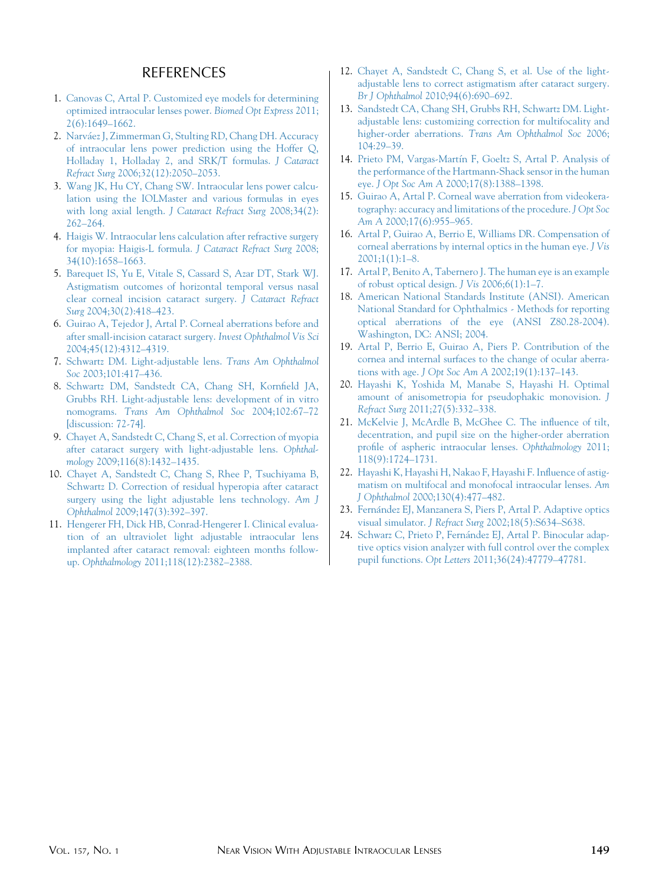## REFERENCES

1. Canovas C, Artal P. Customized eye models for determining optimized intraocular lenses power. *Biomed Opt Express* 2011; 2(6):1649–1662.
2. Narváez J, Zimmerman G, Stulting RD, Chang DH. Accuracy of intraocular lens power prediction using the Hoffer Q, Holladay 1, Holladay 2, and SRK/T formulas. *J Cataract Refract Surg* 2006;32(12):2050–2053.
3. Wang JK, Hu CY, Chang SW. Intraocular lens power calculation using the IOLMaster and various formulas in eyes with long axial length. *J Cataract Refract Surg* 2008;34(2): 262–264.
4. Haigis W. Intraocular lens calculation after refractive surgery for myopia: Haigis-L formula. *J Cataract Refract Surg* 2008; 34(10):1658–1663.
5. Barequet IS, Yu E, Vitale S, Cassard S, Azar DT, Stark WJ. Astigmatism outcomes of horizontal temporal versus nasal clear corneal incision cataract surgery. *J Cataract Refract Surg* 2004;30(2):418–423.
6. Guirao A, Tejedor J, Artal P. Corneal aberrations before and after small-incision cataract surgery. *Invest Ophthalmol Vis Sci* 2004;45(12):4312–4319.
7. Schwartz DM. Light-adjustable lens. *Trans Am Ophthalmol Soc* 2003;101:417–436.
8. Schwartz DM, Sandstedt CA, Chang SH, Kornfield JA, Grubbs RH. Light-adjustable lens: development of in vitro nomograms. *Trans Am Ophthalmol Soc* 2004;102:67–72 [discussion: 72-74].
9. Chayet A, Sandstedt C, Chang S, et al. Correction of myopia after cataract surgery with light-adjustable lens. *Ophthalmology* 2009;116(8):1432–1435.
10. Chayet A, Sandstedt C, Chang S, Rhee P, Tsuchiyama B, Schwartz D. Correction of residual hyperopia after cataract surgery using the light adjustable lens technology. *Am J Ophthalmol* 2009;147(3):392–397.
11. Hengerer FH, Dick HB, Conrad-Hengerer I. Clinical evaluation of an ultraviolet light adjustable intraocular lens implanted after cataract removal: eighteen months follow-up. *Ophthalmology* 2011;118(12):2382–2388.
12. Chayet A, Sandstedt C, Chang S, et al. Use of the light-adjustable lens to correct astigmatism after cataract surgery. *Br J Ophthalmol* 2010;94(6):690–692.
13. Sandstedt CA, Chang SH, Grubbs RH, Schwartz DM. Light-adjustable lens: customizing correction for multifocality and higher-order aberrations. *Trans Am Ophthalmol Soc* 2006; 104:29–39.
14. Prieto PM, Vargas-Martín F, Goeltz S, Artal P. Analysis of the performance of the Hartmann-Shack sensor in the human eye. *J Opt Soc Am A* 2000;17(8):1388–1398.
15. Guirao A, Artal P. Corneal wave aberration from videokeratography: accuracy and limitations of the procedure. *J Opt Soc Am A* 2000;17(6):955–965.
16. Artal P, Guirao A, Berrio E, Williams DR. Compensation of corneal aberrations by internal optics in the human eye. *J Vis* 2001;1(1):1–8.
17. Artal P, Benito A, Tabernero J. The human eye is an example of robust optical design. *J Vis* 2006;6(1):1–7.
18. American National Standards Institute (ANSI). American National Standard for Ophthalmics - Methods for reporting optical aberrations of the eye (ANSI Z80.28-2004). Washington, DC: ANSI; 2004.
19. Artal P, Berrio E, Guirao A, Piers P. Contribution of the cornea and internal surfaces to the change of ocular aberrations with age. *J Opt Soc Am A* 2002;19(1):137–143.
20. Hayashi K, Yoshida M, Manabe S, Hayashi H. Optimal amount of anisometropia for pseudophakic monovision. *J Refract Surg* 2011;27(5):332–338.
21. McKelvie J, McArdle B, McGhee C. The influence of tilt, decentration, and pupil size on the higher-order aberration profile of aspheric intraocular lenses. *Ophthalmology* 2011; 118(9):1724–1731.
22. Hayashi K, Hayashi H, Nakao F, Hayashi F. Influence of astigmatism on multifocal and monofocal intraocular lenses. *Am J Ophthalmol* 2000;130(4):477–482.
23. Fernández EJ, Manzanera S, Piers P, Artal P. Adaptive optics visual simulator. *J Refract Surg* 2002;18(5):S634–S638.
24. Schwarz C, Prieto P, Fernández EJ, Artal P. Binocular adaptive optics vision analyzer with full control over the complex pupil functions. *Opt Letters* 2011;36(24):47779–47781.